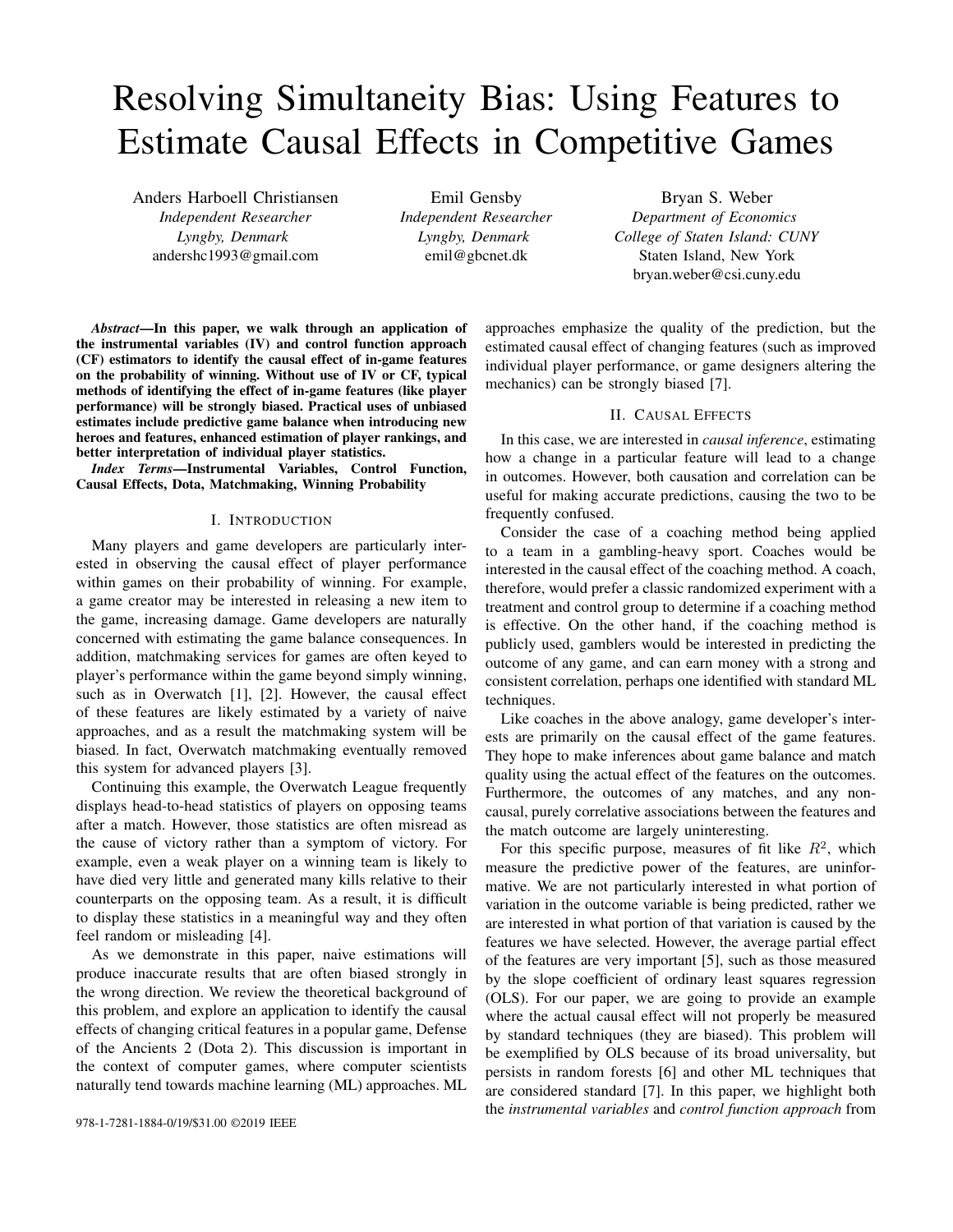# Resolving Simultaneity Bias: Using Features to Estimate Causal Effects in Competitive Games

Anders Harboell Christiansen
*Independent Researcher*
*Lyngby, Denmark*
andershc1993@gmail.com

Emil Gensby
*Independent Researcher*
*Lyngby, Denmark*
emil@gbcnet.dk

Bryan S. Weber
*Department of Economics*
*College of Staten Island: CUNY*
Staten Island, New York
bryan.weber@csi.cuny.edu

***Abstract*—In this paper, we walk through an application of the instrumental variables (IV) and control function approach (CF) estimators to identify the causal effect of in-game features on the probability of winning. Without use of IV or CF, typical methods of identifying the effect of in-game features (like player performance) will be strongly biased. Practical uses of unbiased estimates include predictive game balance when introducing new heroes and features, enhanced estimation of player rankings, and better interpretation of individual player statistics.**

***Index Terms*—Instrumental Variables, Control Function, Causal Effects, Dota, Matchmaking, Winning Probability**

## I. Introduction

Many players and game developers are particularly interested in observing the causal effect of player performance within games on their probability of winning. For example, a game creator may be interested in releasing a new item to the game, increasing damage. Game developers are naturally concerned with estimating the game balance consequences. In addition, matchmaking services for games are often keyed to player's performance within the game beyond simply winning, such as in Overwatch [1], [2]. However, the causal effect of these features are likely estimated by a variety of naive approaches, and as a result the matchmaking system will be biased. In fact, Overwatch matchmaking eventually removed this system for advanced players [3].

Continuing this example, the Overwatch League frequently displays head-to-head statistics of players on opposing teams after a match. However, those statistics are often misread as the cause of victory rather than a symptom of victory. For example, even a weak player on a winning team is likely to have died very little and generated many kills relative to their counterparts on the opposing team. As a result, it is difficult to display these statistics in a meaningful way and they often feel random or misleading [4].

As we demonstrate in this paper, naive estimations will produce inaccurate results that are often biased strongly in the wrong direction. We review the theoretical background of this problem, and explore an application to identify the causal effects of changing critical features in a popular game, Defense of the Ancients 2 (Dota 2). This discussion is important in the context of computer games, where computer scientists naturally tend towards machine learning (ML) approaches. ML approaches emphasize the quality of the prediction, but the estimated causal effect of changing features (such as improved individual player performance, or game designers altering the mechanics) can be strongly biased [7].

## II. Causal Effects

In this case, we are interested in *causal inference*, estimating how a change in a particular feature will lead to a change in outcomes. However, both causation and correlation can be useful for making accurate predictions, causing the two to be frequently confused.

Consider the case of a coaching method being applied to a team in a gambling-heavy sport. Coaches would be interested in the causal effect of the coaching method. A coach, therefore, would prefer a classic randomized experiment with a treatment and control group to determine if a coaching method is effective. On the other hand, if the coaching method is publicly used, gamblers would be interested in predicting the outcome of any game, and can earn money with a strong and consistent correlation, perhaps one identified with standard ML techniques.

Like coaches in the above analogy, game developer's interests are primarily on the causal effect of the game features. They hope to make inferences about game balance and match quality using the actual effect of the features on the outcomes. Furthermore, the outcomes of any matches, and any non-causal, purely correlative associations between the features and the match outcome are largely uninteresting.

For this specific purpose, measures of fit like $R^2$, which measure the predictive power of the features, are uninformative. We are not particularly interested in what portion of variation in the outcome variable is being predicted, rather we are interested in what portion of that variation is caused by the features we have selected. However, the average partial effect of the features are very important [5], such as those measured by the slope coefficient of ordinary least squares regression (OLS). For our paper, we are going to provide an example where the actual causal effect will not properly be measured by standard techniques (they are biased). This problem will be exemplified by OLS because of its broad universality, but persists in random forests [6] and other ML techniques that are considered standard [7]. In this paper, we highlight both the *instrumental variables* and *control function approach* from

978-1-7281-1884-0/19/$31.00 ©2019 IEEE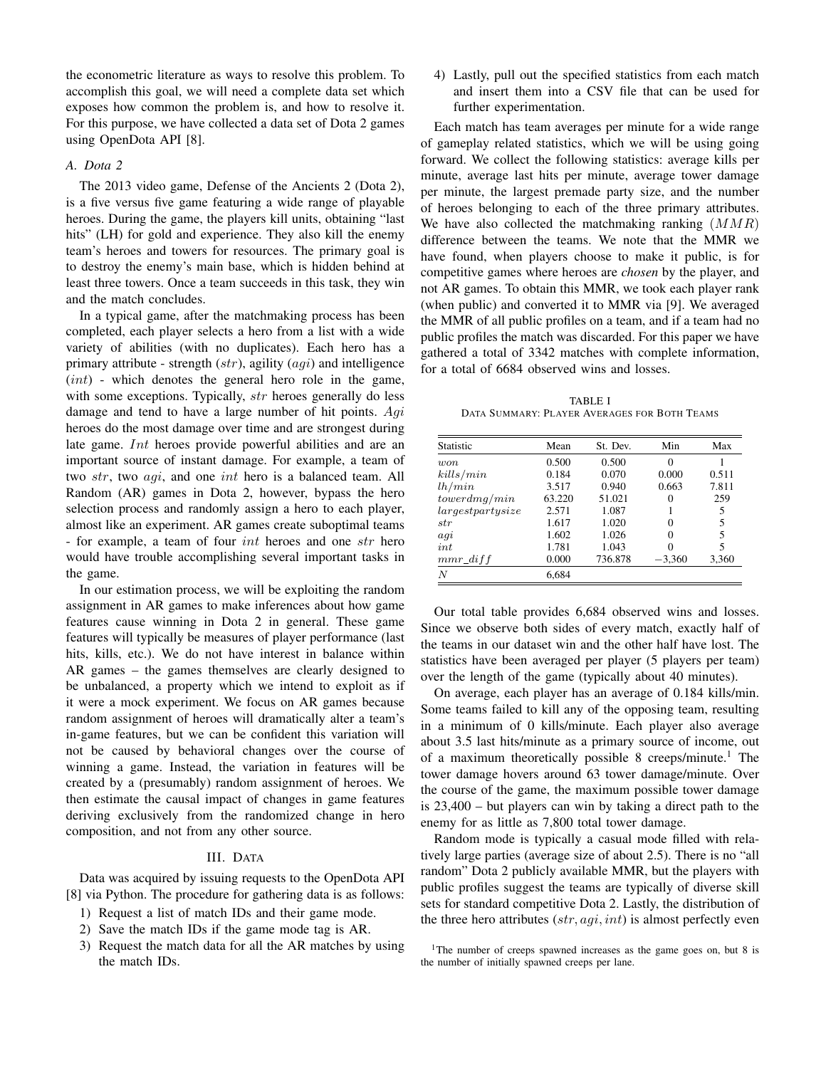the econometric literature as ways to resolve this problem. To accomplish this goal, we will need a complete data set which exposes how common the problem is, and how to resolve it. For this purpose, we have collected a data set of Dota 2 games using OpenDota API [8].

### A. Dota 2

The 2013 video game, Defense of the Ancients 2 (Dota 2), is a five versus five game featuring a wide range of playable heroes. During the game, the players kill units, obtaining "last hits" (LH) for gold and experience. They also kill the enemy team's heroes and towers for resources. The primary goal is to destroy the enemy's main base, which is hidden behind at least three towers. Once a team succeeds in this task, they win and the match concludes.

In a typical game, after the matchmaking process has been completed, each player selects a hero from a list with a wide variety of abilities (with no duplicates). Each hero has a primary attribute - strength ($str$), agility ($agi$) and intelligence ($int$) - which denotes the general hero role in the game, with some exceptions. Typically, $str$ heroes generally do less damage and tend to have a large number of hit points. $Agi$ heroes do the most damage over time and are strongest during late game. $Int$ heroes provide powerful abilities and are an important source of instant damage. For example, a team of two $str$, two $agi$, and one $int$ hero is a balanced team. All Random (AR) games in Dota 2, however, bypass the hero selection process and randomly assign a hero to each player, almost like an experiment. AR games create suboptimal teams - for example, a team of four $int$ heroes and one $str$ hero would have trouble accomplishing several important tasks in the game.

In our estimation process, we will be exploiting the random assignment in AR games to make inferences about how game features cause winning in Dota 2 in general. These game features will typically be measures of player performance (last hits, kills, etc.). We do not have interest in balance within AR games – the games themselves are clearly designed to be unbalanced, a property which we intend to exploit as if it were a mock experiment. We focus on AR games because random assignment of heroes will dramatically alter a team's in-game features, but we can be confident this variation will not be caused by behavioral changes over the course of winning a game. Instead, the variation in features will be created by a (presumably) random assignment of heroes. We then estimate the causal impact of changes in game features deriving exclusively from the randomized change in hero composition, and not from any other source.

## III. Data

Data was acquired by issuing requests to the OpenDota API [8] via Python. The procedure for gathering data is as follows:

1) Request a list of match IDs and their game mode.
2) Save the match IDs if the game mode tag is AR.
3) Request the match data for all the AR matches by using the match IDs.
4) Lastly, pull out the specified statistics from each match and insert them into a CSV file that can be used for further experimentation.

Each match has team averages per minute for a wide range of gameplay related statistics, which we will be using going forward. We collect the following statistics: average kills per minute, average last hits per minute, average tower damage per minute, the largest premade party size, and the number of heroes belonging to each of the three primary attributes. We have also collected the matchmaking ranking ($MMR$) difference between the teams. We note that the MMR we have found, when players choose to make it public, is for competitive games where heroes are *chosen* by the player, and not AR games. To obtain this MMR, we took each player rank (when public) and converted it to MMR via [9]. We averaged the MMR of all public profiles on a team, and if a team had no public profiles the match was discarded. For this paper we have gathered a total of 3342 matches with complete information, for a total of 6684 observed wins and losses.

TABLE I
Data Summary: Player Averages for Both Teams

| Statistic | Mean | St. Dev. | Min | Max |
|---|---|---|---|---|
| $won$ | 0.500 | 0.500 | 0 | 1 |
| $kills/min$ | 0.184 | 0.070 | 0.000 | 0.511 |
| $lh/min$ | 3.517 | 0.940 | 0.663 | 7.811 |
| $towerdmg/min$ | 63.220 | 51.021 | 0 | 259 |
| $largestpartysize$ | 2.571 | 1.087 | 1 | 5 |
| $str$ | 1.617 | 1.020 | 0 | 5 |
| $agi$ | 1.602 | 1.026 | 0 | 5 |
| $int$ | 1.781 | 1.043 | 0 | 5 |
| $mmr\_diff$ | 0.000 | 736.878 | $-3{,}360$ | 3,360 |
| $N$ | 6,684 | | | |

Our total table provides 6,684 observed wins and losses. Since we observe both sides of every match, exactly half of the teams in our dataset win and the other half have lost. The statistics have been averaged per player (5 players per team) over the length of the game (typically about 40 minutes).

On average, each player has an average of 0.184 kills/min. Some teams failed to kill any of the opposing team, resulting in a minimum of 0 kills/minute. Each player also average about 3.5 last hits/minute as a primary source of income, out of a maximum theoretically possible 8 creeps/minute.[1] The tower damage hovers around 63 tower damage/minute. Over the course of the game, the maximum possible tower damage is 23,400 – but players can win by taking a direct path to the enemy for as little as 7,800 total tower damage.

Random mode is typically a casual mode filled with relatively large parties (average size of about 2.5). There is no "all random" Dota 2 publicly available MMR, but the players with public profiles suggest the teams are typically of diverse skill sets for standard competitive Dota 2. Lastly, the distribution of the three hero attributes ($str, agi, int$) is almost perfectly even

[1]The number of creeps spawned increases as the game goes on, but 8 is the number of initially spawned creeps per lane.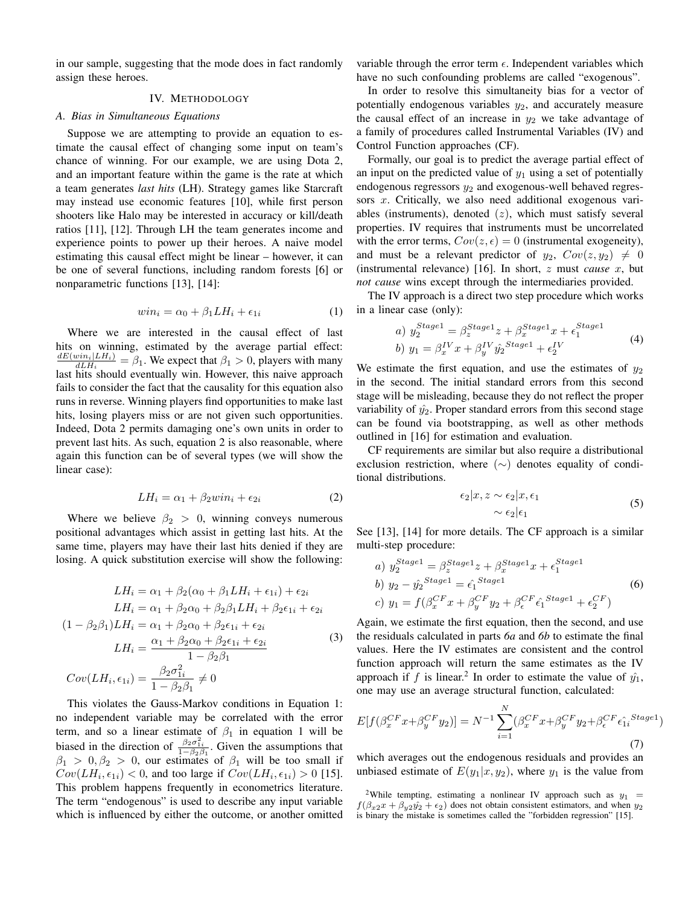in our sample, suggesting that the mode does in fact randomly assign these heroes.

## IV. Methodology

### A. Bias in Simultaneous Equations

Suppose we are attempting to provide an equation to estimate the causal effect of changing some input on team's chance of winning. For our example, we are using Dota 2, and an important feature within the game is the rate at which a team generates *last hits* (LH). Strategy games like Starcraft may instead use economic features [10], while first person shooters like Halo may be interested in accuracy or kill/death ratios [11], [12]. Through LH the team generates income and experience points to power up their heroes. A naive model estimating this causal effect might be linear – however, it can be one of several functions, including random forests [6] or nonparametric functions [13], [14]:

$$win_i = \alpha_0 + \beta_1 LH_i + \epsilon_{1i} \tag{1}$$

Where we are interested in the causal effect of last hits on winning, estimated by the average partial effect: $\frac{dE(win_i|LH_i)}{dLH_i} = \beta_1$. We expect that $\beta_1 > 0$, players with many last hits should eventually win. However, this naive approach fails to consider the fact that the causality for this equation also runs in reverse. Winning players find opportunities to make last hits, losing players miss or are not given such opportunities. Indeed, Dota 2 permits damaging one's own units in order to prevent last hits. As such, equation 2 is also reasonable, where again this function can be of several types (we will show the linear case):

$$LH_i = \alpha_1 + \beta_2 win_i + \epsilon_{2i} \tag{2}$$

Where we believe $\beta_2 > 0$, winning conveys numerous positional advantages which assist in getting last hits. At the same time, players may have their last hits denied if they are losing. A quick substitution exercise will show the following:

$$\begin{aligned}
LH_i &= \alpha_1 + \beta_2(\alpha_0 + \beta_1 LH_i + \epsilon_{1i}) + \epsilon_{2i} \\
LH_i &= \alpha_1 + \beta_2\alpha_0 + \beta_2\beta_1 LH_i + \beta_2\epsilon_{1i} + \epsilon_{2i} \\
(1 - \beta_2\beta_1)LH_i &= \alpha_1 + \beta_2\alpha_0 + \beta_2\epsilon_{1i} + \epsilon_{2i} \\
LH_i &= \frac{\alpha_1 + \beta_2\alpha_0 + \beta_2\epsilon_{1i} + \epsilon_{2i}}{1 - \beta_2\beta_1} \\
Cov(LH_i, \epsilon_{1i}) &= \frac{\beta_2\sigma_{1i}^2}{1 - \beta_2\beta_1} \neq 0
\end{aligned} \tag{3}$$

This violates the Gauss-Markov conditions in Equation 1: no independent variable may be correlated with the error term, and so a linear estimate of $\beta_1$ in equation 1 will be biased in the direction of $\frac{\beta_2\sigma_{1i}^2}{1-\beta_2\beta_1}$. Given the assumptions that $\beta_1 > 0, \beta_2 > 0$, our estimates of $\beta_1$ will be too small if $Cov(LH_i, \epsilon_{1i}) < 0$, and too large if $Cov(LH_i, \epsilon_{1i}) > 0$ [15]. This problem happens frequently in econometrics literature. The term "endogenous" is used to describe any input variable which is influenced by either the outcome, or another omitted variable through the error term $\epsilon$. Independent variables which have no such confounding problems are called "exogenous".

In order to resolve this simultaneity bias for a vector of potentially endogenous variables $y_2$, and accurately measure the causal effect of an increase in $y_2$ we take advantage of a family of procedures called Instrumental Variables (IV) and Control Function approaches (CF).

Formally, our goal is to predict the average partial effect of an input on the predicted value of $y_1$ using a set of potentially endogenous regressors $y_2$ and exogenous-well behaved regressors $x$. Critically, we also need additional exogenous variables (instruments), denoted $(z)$, which must satisfy several properties. IV requires that instruments must be uncorrelated with the error terms, $Cov(z, \epsilon) = 0$ (instrumental exogeneity), and must be a relevant predictor of $y_2$, $Cov(z, y_2) \neq 0$ (instrumental relevance) [16]. In short, $z$ must *cause* $x$, but *not cause* wins except through the intermediaries provided.

The IV approach is a direct two step procedure which works in a linear case (only):

$$\begin{aligned}
&a)\ y_2^{Stage1} = \beta_z^{Stage1} z + \beta_x^{Stage1} x + \epsilon_1^{Stage1} \\
&b)\ y_1 = \beta_x^{IV} x + \beta_y^{IV} \hat{y_2}^{Stage1} + \epsilon_2^{IV}
\end{aligned} \tag{4}$$

We estimate the first equation, and use the estimates of $y_2$ in the second. The initial standard errors from this second stage will be misleading, because they do not reflect the proper variability of $\hat{y_2}$. Proper standard errors from this second stage can be found via bootstrapping, as well as other methods outlined in [16] for estimation and evaluation.

CF requirements are similar but also require a distributional exclusion restriction, where $(\sim)$ denotes equality of conditional distributions.

$$\begin{aligned}
\epsilon_2 | x, z &\sim \epsilon_2 | x, \epsilon_1 \\
&\sim \epsilon_2 | \epsilon_1
\end{aligned} \tag{5}$$

See [13], [14] for more details. The CF approach is a similar multi-step procedure:

$$\begin{aligned}
&a)\ y_2^{Stage1} = \beta_z^{Stage1} z + \beta_x^{Stage1} x + \epsilon_1^{Stage1} \\
&b)\ y_2 - \hat{y_2}^{Stage1} = \hat{\epsilon_1}^{Stage1} \\
&c)\ y_1 = f(\beta_x^{CF} x + \beta_y^{CF} y_2 + \beta_\epsilon^{CF} \hat{\epsilon_1}^{Stage1} + \epsilon_2^{CF})
\end{aligned} \tag{6}$$

Again, we estimate the first equation, then the second, and use the residuals calculated in parts *6a* and *6b* to estimate the final values. Here the IV estimates are consistent and the control function approach will return the same estimates as the IV approach if $f$ is linear.[2] In order to estimate the value of $\hat{y_1}$, one may use an average structural function, calculated:

$$E[f(\beta_x^{CF} x + \beta_y^{CF} y_2)] = N^{-1} \sum_{i=1}^{N} (\beta_x^{CF} x + \beta_y^{CF} y_2 + \beta_\epsilon^{CF} \hat{\epsilon_{1i}}^{Stage1}) \tag{7}$$

which averages out the endogenous residuals and provides an unbiased estimate of $E(y_1|x, y_2)$, where $y_1$ is the value from

[2]While tempting, estimating a nonlinear IV approach such as $y_1 = f(\beta_{x2} x + \beta_{y2} \hat{y_2} + \epsilon_2)$ does not obtain consistent estimators, and when $y_2$ is binary the mistake is sometimes called the "forbidden regression" [15].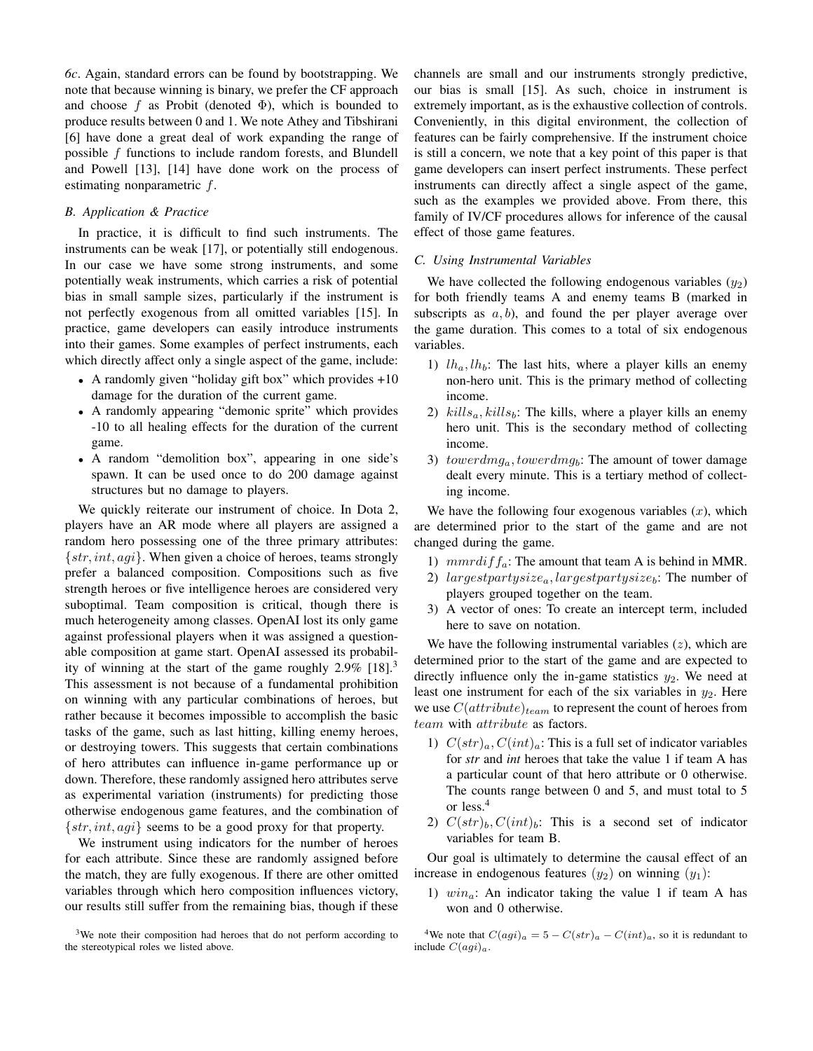*6c*. Again, standard errors can be found by bootstrapping. We note that because winning is binary, we prefer the CF approach and choose $f$ as Probit (denoted $\Phi$), which is bounded to produce results between 0 and 1. We note Athey and Tibshirani [6] have done a great deal of work expanding the range of possible $f$ functions to include random forests, and Blundell and Powell [13], [14] have done work on the process of estimating nonparametric $f$.

### B. Application & Practice

In practice, it is difficult to find such instruments. The instruments can be weak [17], or potentially still endogenous. In our case we have some strong instruments, and some potentially weak instruments, which carries a risk of potential bias in small sample sizes, particularly if the instrument is not perfectly exogenous from all omitted variables [15]. In practice, game developers can easily introduce instruments into their games. Some examples of perfect instruments, each which directly affect only a single aspect of the game, include:

- A randomly given "holiday gift box" which provides +10 damage for the duration of the current game.
- A randomly appearing "demonic sprite" which provides -10 to all healing effects for the duration of the current game.
- A random "demolition box", appearing in one side's spawn. It can be used once to do 200 damage against structures but no damage to players.

We quickly reiterate our instrument of choice. In Dota 2, players have an AR mode where all players are assigned a random hero possessing one of the three primary attributes: $\{str, int, agi\}$. When given a choice of heroes, teams strongly prefer a balanced composition. Compositions such as five strength heroes or five intelligence heroes are considered very suboptimal. Team composition is critical, though there is much heterogeneity among classes. OpenAI lost its only game against professional players when it was assigned a questionable composition at game start. OpenAI assessed its probability of winning at the start of the game roughly 2.9% [18].[3] This assessment is not because of a fundamental prohibition on winning with any particular combinations of heroes, but rather because it becomes impossible to accomplish the basic tasks of the game, such as last hitting, killing enemy heroes, or destroying towers. This suggests that certain combinations of hero attributes can influence in-game performance up or down. Therefore, these randomly assigned hero attributes serve as experimental variation (instruments) for predicting those otherwise endogenous game features, and the combination of $\{str, int, agi\}$ seems to be a good proxy for that property.

We instrument using indicators for the number of heroes for each attribute. Since these are randomly assigned before the match, they are fully exogenous. If there are other omitted variables through which hero composition influences victory, our results still suffer from the remaining bias, though if these channels are small and our instruments strongly predictive, our bias is small [15]. As such, choice in instrument is extremely important, as is the exhaustive collection of controls. Conveniently, in this digital environment, the collection of features can be fairly comprehensive. If the instrument choice is still a concern, we note that a key point of this paper is that game developers can insert perfect instruments. These perfect instruments can directly affect a single aspect of the game, such as the examples we provided above. From there, this family of IV/CF procedures allows for inference of the causal effect of those game features.

### C. Using Instrumental Variables

We have collected the following endogenous variables ($y_2$) for both friendly teams A and enemy teams B (marked in subscripts as $a, b$), and found the per player average over the game duration. This comes to a total of six endogenous variables.

1) $lh_a, lh_b$: The last hits, where a player kills an enemy non-hero unit. This is the primary method of collecting income.
2) $kills_a, kills_b$: The kills, where a player kills an enemy hero unit. This is the secondary method of collecting income.
3) $towerdmg_a, towerdmg_b$: The amount of tower damage dealt every minute. This is a tertiary method of collecting income.

We have the following four exogenous variables ($x$), which are determined prior to the start of the game and are not changed during the game.

1) $mmrdiff_a$: The amount that team A is behind in MMR.
2) $largestpartysize_a, largestpartysize_b$: The number of players grouped together on the team.
3) A vector of ones: To create an intercept term, included here to save on notation.

We have the following instrumental variables ($z$), which are determined prior to the start of the game and are expected to directly influence only the in-game statistics $y_2$. We need at least one instrument for each of the six variables in $y_2$. Here we use $C(attribute)_{team}$ to represent the count of heroes from $team$ with $attribute$ as factors.

1) $C(str)_a, C(int)_a$: This is a full set of indicator variables for *str* and *int* heroes that take the value 1 if team A has a particular count of that hero attribute or 0 otherwise. The counts range between 0 and 5, and must total to 5 or less.[4]
2) $C(str)_b, C(int)_b$: This is a second set of indicator variables for team B.

Our goal is ultimately to determine the causal effect of an increase in endogenous features ($y_2$) on winning ($y_1$):

1) $win_a$: An indicator taking the value 1 if team A has won and 0 otherwise.

[3] We note their composition had heroes that do not perform according to the stereotypical roles we listed above.

[4] We note that $C(agi)_a = 5 - C(str)_a - C(int)_a$, so it is redundant to include $C(agi)_a$.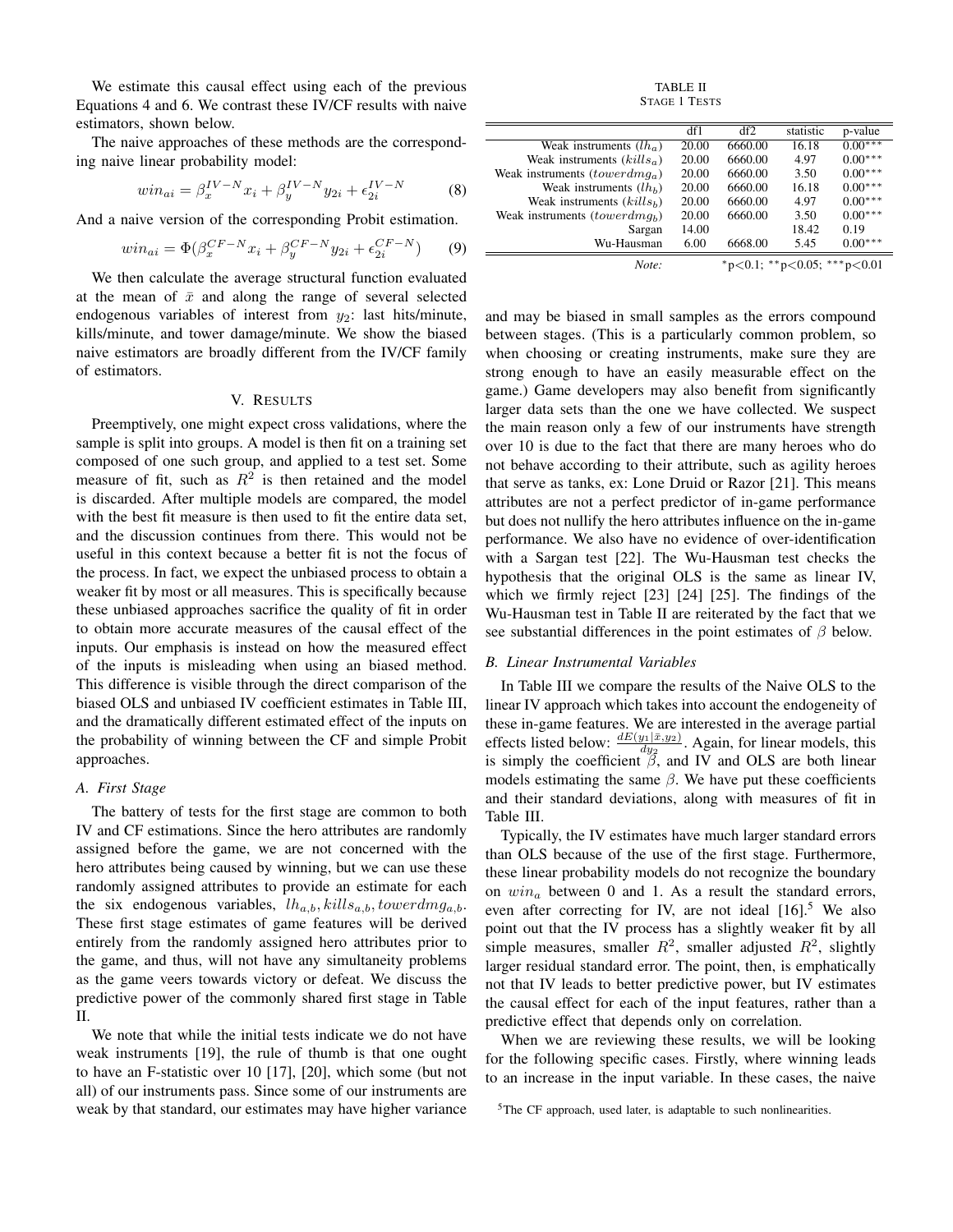We estimate this causal effect using each of the previous Equations 4 and 6. We contrast these IV/CF results with naive estimators, shown below.

The naive approaches of these methods are the corresponding naive linear probability model:

$$win_{ai} = \beta_x^{IV-N} x_i + \beta_y^{IV-N} y_{2i} + \epsilon_{2i}^{IV-N} \tag{8}$$

And a naive version of the corresponding Probit estimation.

$$win_{ai} = \Phi(\beta_x^{CF-N} x_i + \beta_y^{CF-N} y_{2i} + \epsilon_{2i}^{CF-N}) \tag{9}$$

We then calculate the average structural function evaluated at the mean of $\bar{x}$ and along the range of several selected endogenous variables of interest from $y_2$: last hits/minute, kills/minute, and tower damage/minute. We show the biased naive estimators are broadly different from the IV/CF family of estimators.

## V. Results

Preemptively, one might expect cross validations, where the sample is split into groups. A model is then fit on a training set composed of one such group, and applied to a test set. Some measure of fit, such as $R^2$ is then retained and the model is discarded. After multiple models are compared, the model with the best fit measure is then used to fit the entire data set, and the discussion continues from there. This would not be useful in this context because a better fit is not the focus of the process. In fact, we expect the unbiased process to obtain a weaker fit by most or all measures. This is specifically because these unbiased approaches sacrifice the quality of fit in order to obtain more accurate measures of the causal effect of the inputs. Our emphasis is instead on how the measured effect of the inputs is misleading when using an biased method. This difference is visible through the direct comparison of the biased OLS and unbiased IV coefficient estimates in Table III, and the dramatically different estimated effect of the inputs on the probability of winning between the CF and simple Probit approaches.

### A. First Stage

The battery of tests for the first stage are common to both IV and CF estimations. Since the hero attributes are randomly assigned before the game, we are not concerned with the hero attributes being caused by winning, but we can use these randomly assigned attributes to provide an estimate for each the six endogenous variables, $lh_{a,b}, kills_{a,b}, towerdmg_{a,b}$. These first stage estimates of game features will be derived entirely from the randomly assigned hero attributes prior to the game, and thus, will not have any simultaneity problems as the game veers towards victory or defeat. We discuss the predictive power of the commonly shared first stage in Table II.

We note that while the initial tests indicate we do not have weak instruments [19], the rule of thumb is that one ought to have an F-statistic over 10 [17], [20], which some (but not all) of our instruments pass. Since some of our instruments are weak by that standard, our estimates may have higher variance

TABLE II
Stage 1 Tests

| | df1 | df2 | statistic | p-value |
|---|---|---|---|---|
| Weak instruments ($lh_a$) | 20.00 | 6660.00 | 16.18 | 0.00*** |
| Weak instruments ($kills_a$) | 20.00 | 6660.00 | 4.97 | 0.00*** |
| Weak instruments ($towerdmg_a$) | 20.00 | 6660.00 | 3.50 | 0.00*** |
| Weak instruments ($lh_b$) | 20.00 | 6660.00 | 16.18 | 0.00*** |
| Weak instruments ($kills_b$) | 20.00 | 6660.00 | 4.97 | 0.00*** |
| Weak instruments ($towerdmg_b$) | 20.00 | 6660.00 | 3.50 | 0.00*** |
| Sargan | 14.00 | | 18.42 | 0.19 |
| Wu-Hausman | 6.00 | 6668.00 | 5.45 | 0.00*** |

*Note:* *p<0.1; **p<0.05; ***p<0.01

and may be biased in small samples as the errors compound between stages. (This is a particularly common problem, so when choosing or creating instruments, make sure they are strong enough to have an easily measurable effect on the game.) Game developers may also benefit from significantly larger data sets than the one we have collected. We suspect the main reason only a few of our instruments have strength over 10 is due to the fact that there are many heroes who do not behave according to their attribute, such as agility heroes that serve as tanks, ex: Lone Druid or Razor [21]. This means attributes are not a perfect predictor of in-game performance but does not nullify the hero attributes influence on the in-game performance. We also have no evidence of over-identification with a Sargan test [22]. The Wu-Hausman test checks the hypothesis that the original OLS is the same as linear IV, which we firmly reject [23] [24] [25]. The findings of the Wu-Hausman test in Table II are reiterated by the fact that we see substantial differences in the point estimates of $\beta$ below.

### B. Linear Instrumental Variables

In Table III we compare the results of the Naive OLS to the linear IV approach which takes into account the endogeneity of these in-game features. We are interested in the average partial effects listed below: $\frac{dE(y_1|\bar{x},y_2)}{dy_2}$. Again, for linear models, this is simply the coefficient $\beta$, and IV and OLS are both linear models estimating the same $\beta$. We have put these coefficients and their standard deviations, along with measures of fit in Table III.

Typically, the IV estimates have much larger standard errors than OLS because of the use of the first stage. Furthermore, these linear probability models do not recognize the boundary on $win_a$ between 0 and 1. As a result the standard errors, even after correcting for IV, are not ideal [16].[5] We also point out that the IV process has a slightly weaker fit by all simple measures, smaller $R^2$, smaller adjusted $R^2$, slightly larger residual standard error. The point, then, is emphatically not that IV leads to better predictive power, but IV estimates the causal effect for each of the input features, rather than a predictive effect that depends only on correlation.

When we are reviewing these results, we will be looking for the following specific cases. Firstly, where winning leads to an increase in the input variable. In these cases, the naive

[5]The CF approach, used later, is adaptable to such nonlinearities.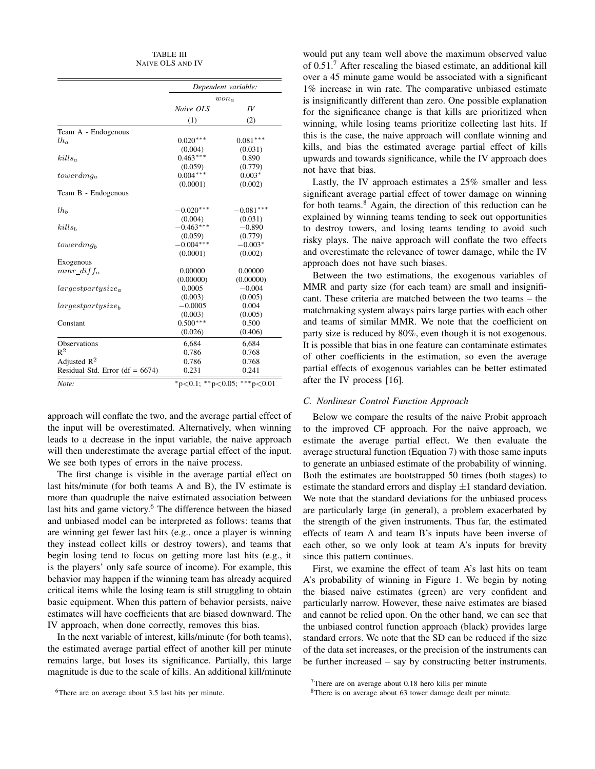TABLE III

NAIVE OLS AND IV

| | *Dependent variable:* | |
|---|---|---|
| | $won_a$ | |
| | *Naive OLS* | *IV* |
| | (1) | (2) |
| Team A - Endogenous | | |
| $lh_a$ | $0.020^{***}$ | $0.081^{***}$ |
| | (0.004) | (0.031) |
| $kills_a$ | $0.463^{***}$ | 0.890 |
| | (0.059) | (0.779) |
| $towerdmg_a$ | $0.004^{***}$ | $0.003^{*}$ |
| | (0.0001) | (0.002) |
| Team B - Endogenous | | |
| $lh_b$ | $-0.020^{***}$ | $-0.081^{***}$ |
| | (0.004) | (0.031) |
| $kills_b$ | $-0.463^{***}$ | $-0.890$ |
| | (0.059) | (0.779) |
| $towerdmg_b$ | $-0.004^{***}$ | $-0.003^{*}$ |
| | (0.0001) | (0.002) |
| Exogenous | | |
| $mmr\_diff_a$ | 0.00000 | 0.00000 |
| | (0.00000) | (0.00000) |
| $largestpartysize_a$ | 0.0005 | $-0.004$ |
| | (0.003) | (0.005) |
| $largestpartysize_b$ | $-0.0005$ | 0.004 |
| | (0.003) | (0.005) |
| Constant | $0.500^{***}$ | 0.500 |
| | (0.026) | (0.406) |
| Observations | 6,684 | 6,684 |
| $R^2$ | 0.786 | 0.768 |
| Adjusted $R^2$ | 0.786 | 0.768 |
| Residual Std. Error (df = 6674) | 0.231 | 0.241 |
| *Note:* | $^{*}$p<0.1; $^{**}$p<0.05; $^{***}$p<0.01 | |

approach will conflate the two, and the average partial effect of the input will be overestimated. Alternatively, when winning leads to a decrease in the input variable, the naive approach will then underestimate the average partial effect of the input. We see both types of errors in the naive process.

The first change is visible in the average partial effect on last hits/minute (for both teams A and B), the IV estimate is more than quadruple the naive estimated association between last hits and game victory.[6] The difference between the biased and unbiased model can be interpreted as follows: teams that are winning get fewer last hits (e.g., once a player is winning they instead collect kills or destroy towers), and teams that begin losing tend to focus on getting more last hits (e.g., it is the players' only safe source of income). For example, this behavior may happen if the winning team has already acquired critical items while the losing team is still struggling to obtain basic equipment. When this pattern of behavior persists, naive estimates will have coefficients that are biased downward. The IV approach, when done correctly, removes this bias.

In the next variable of interest, kills/minute (for both teams), the estimated average partial effect of another kill per minute remains large, but loses its significance. Partially, this large magnitude is due to the scale of kills. An additional kill/minute would put any team well above the maximum observed value of 0.51.[7] After rescaling the biased estimate, an additional kill over a 45 minute game would be associated with a significant 1% increase in win rate. The comparative unbiased estimate is insignificantly different than zero. One possible explanation for the significance change is that kills are prioritized when winning, while losing teams prioritize collecting last hits. If this is the case, the naive approach will conflate winning and kills, and bias the estimated average partial effect of kills upwards and towards significance, while the IV approach does not have that bias.

Lastly, the IV approach estimates a 25% smaller and less significant average partial effect of tower damage on winning for both teams.[8] Again, the direction of this reduction can be explained by winning teams tending to seek out opportunities to destroy towers, and losing teams tending to avoid such risky plays. The naive approach will conflate the two effects and overestimate the relevance of tower damage, while the IV approach does not have such biases.

Between the two estimations, the exogenous variables of MMR and party size (for each team) are small and insignificant. These criteria are matched between the two teams – the matchmaking system always pairs large parties with each other and teams of similar MMR. We note that the coefficient on party size is reduced by 80%, even though it is not exogenous. It is possible that bias in one feature can contaminate estimates of other coefficients in the estimation, so even the average partial effects of exogenous variables can be better estimated after the IV process [16].

### C. Nonlinear Control Function Approach

Below we compare the results of the naive Probit approach to the improved CF approach. For the naive approach, we estimate the average partial effect. We then evaluate the average structural function (Equation 7) with those same inputs to generate an unbiased estimate of the probability of winning. Both the estimates are bootstrapped 50 times (both stages) to estimate the standard errors and display $\pm 1$ standard deviation. We note that the standard deviations for the unbiased process are particularly large (in general), a problem exacerbated by the strength of the given instruments. Thus far, the estimated effects of team A and team B's inputs have been inverse of each other, so we only look at team A's inputs for brevity since this pattern continues.

First, we examine the effect of team A's last hits on team A's probability of winning in Figure 1. We begin by noting the biased naive estimates (green) are very confident and particularly narrow. However, these naive estimates are biased and cannot be relied upon. On the other hand, we can see that the unbiased control function approach (black) provides large standard errors. We note that the SD can be reduced if the size of the data set increases, or the precision of the instruments can be further increased – say by constructing better instruments.

[6] There are on average about 3.5 last hits per minute.

[7] There are on average about 0.18 hero kills per minute

[8] There is on average about 63 tower damage dealt per minute.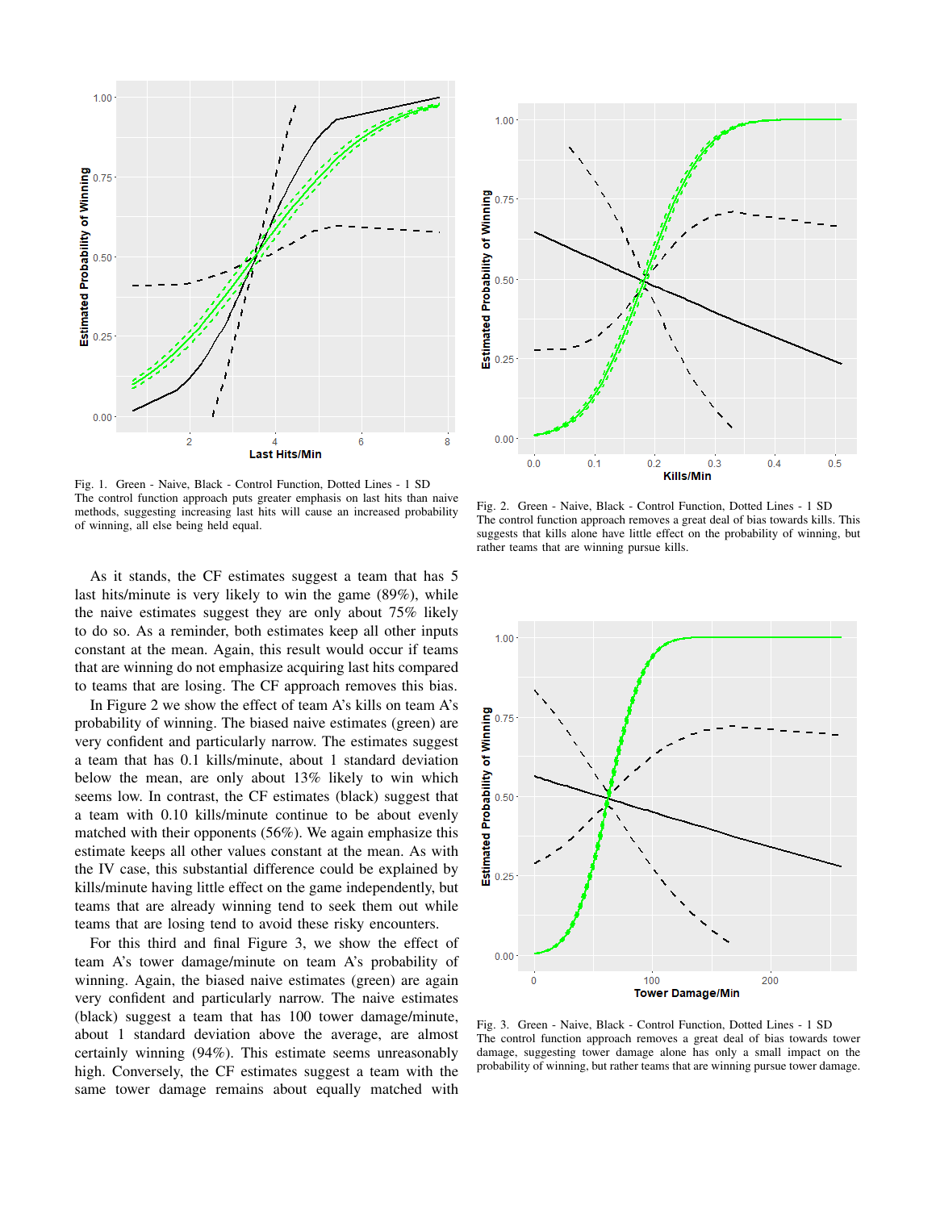Estimated Probability of Winning

1.00

0.75

0.50

0.25

0.00

2

4

6

8

Last Hits/Min

Fig. 1. Green - Naive, Black - Control Function, Dotted Lines - 1 SD
The control function approach puts greater emphasis on last hits than naive methods, suggesting increasing last hits will cause an increased probability of winning, all else being held equal.

Estimated Probability of Winning

1.00

0.75

0.50

0.25

0.00

0.0

0.1

0.2

0.3

0.4

0.5

Kills/Min

Fig. 2. Green - Naive, Black - Control Function, Dotted Lines - 1 SD
The control function approach removes a great deal of bias towards kills. This suggests that kills alone have little effect on the probability of winning, but rather teams that are winning pursue kills.

Estimated Probability of Winning

1.00

0.75

0.50

0.25

0.00

0

100

200

Tower Damage/Min

Fig. 3. Green - Naive, Black - Control Function, Dotted Lines - 1 SD
The control function approach removes a great deal of bias towards tower damage, suggesting tower damage alone has only a small impact on the probability of winning, but rather teams that are winning pursue tower damage.

As it stands, the CF estimates suggest a team that has 5 last hits/minute is very likely to win the game (89%), while the naive estimates suggest they are only about 75% likely to do so. As a reminder, both estimates keep all other inputs constant at the mean. Again, this result would occur if teams that are winning do not emphasize acquiring last hits compared to teams that are losing. The CF approach removes this bias.

In Figure 2 we show the effect of team A's kills on team A's probability of winning. The biased naive estimates (green) are very confident and particularly narrow. The estimates suggest a team that has 0.1 kills/minute, about 1 standard deviation below the mean, are only about 13% likely to win which seems low. In contrast, the CF estimates (black) suggest that a team with 0.10 kills/minute continue to be about evenly matched with their opponents (56%). We again emphasize this estimate keeps all other values constant at the mean. As with the IV case, this substantial difference could be explained by kills/minute having little effect on the game independently, but teams that are already winning tend to seek them out while teams that are losing tend to avoid these risky encounters.

For this third and final Figure 3, we show the effect of team A's tower damage/minute on team A's probability of winning. Again, the biased naive estimates (green) are again very confident and particularly narrow. The naive estimates (black) suggest a team that has 100 tower damage/minute, about 1 standard deviation above the average, are almost certainly winning (94%). This estimate seems unreasonably high. Conversely, the CF estimates suggest a team with the same tower damage remains about equally matched with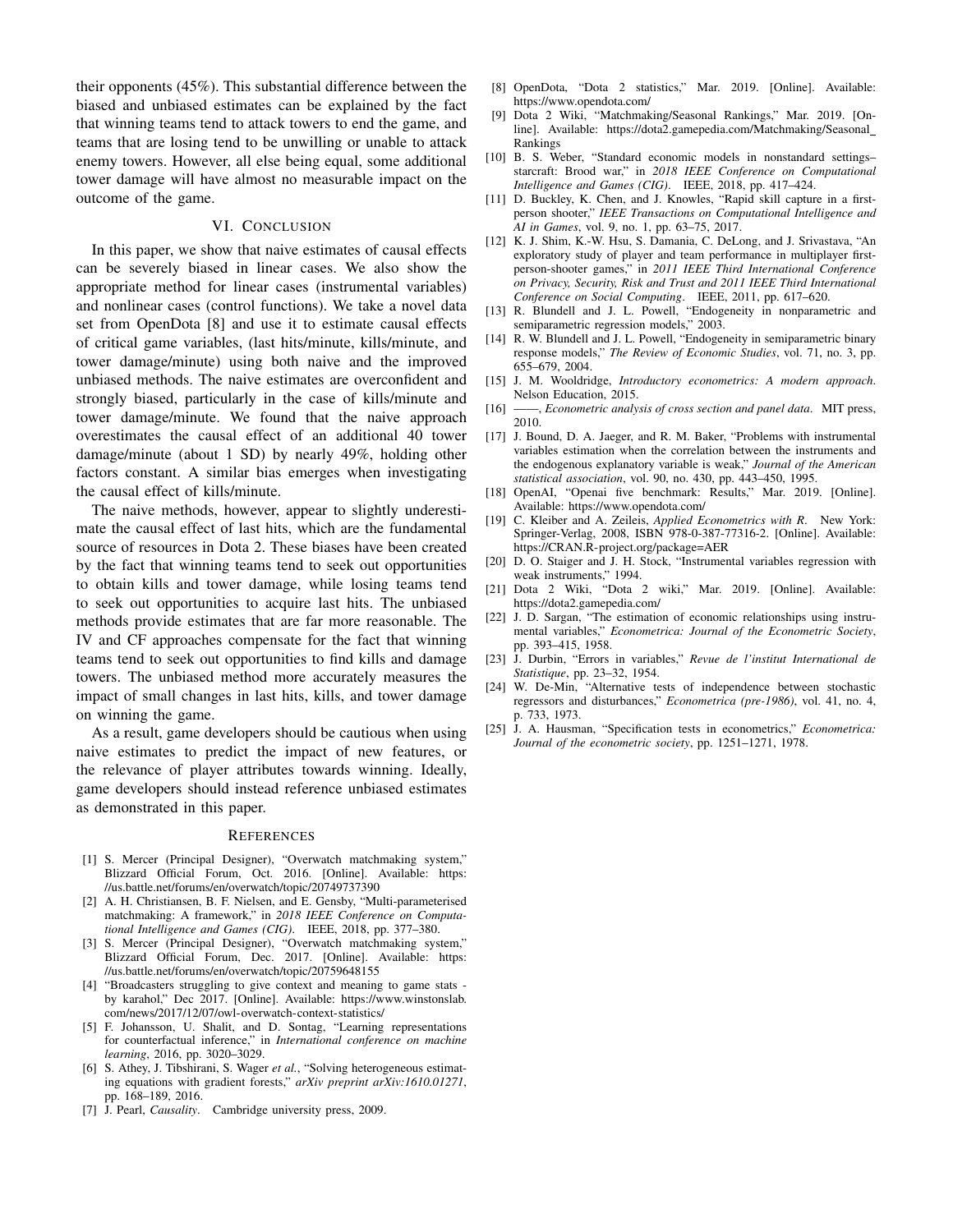their opponents (45%). This substantial difference between the biased and unbiased estimates can be explained by the fact that winning teams tend to attack towers to end the game, and teams that are losing tend to be unwilling or unable to attack enemy towers. However, all else being equal, some additional tower damage will have almost no measurable impact on the outcome of the game.

## VI. Conclusion

In this paper, we show that naive estimates of causal effects can be severely biased in linear cases. We also show the appropriate method for linear cases (instrumental variables) and nonlinear cases (control functions). We take a novel data set from OpenDota [8] and use it to estimate causal effects of critical game variables, (last hits/minute, kills/minute, and tower damage/minute) using both naive and the improved unbiased methods. The naive estimates are overconfident and strongly biased, particularly in the case of kills/minute and tower damage/minute. We found that the naive approach overestimates the causal effect of an additional 40 tower damage/minute (about 1 SD) by nearly 49%, holding other factors constant. A similar bias emerges when investigating the causal effect of kills/minute.

The naive methods, however, appear to slightly underestimate the causal effect of last hits, which are the fundamental source of resources in Dota 2. These biases have been created by the fact that winning teams tend to seek out opportunities to obtain kills and tower damage, while losing teams tend to seek out opportunities to acquire last hits. The unbiased methods provide estimates that are far more reasonable. The IV and CF approaches compensate for the fact that winning teams tend to seek out opportunities to find kills and damage towers. The unbiased method more accurately measures the impact of small changes in last hits, kills, and tower damage on winning the game.

As a result, game developers should be cautious when using naive estimates to predict the impact of new features, or the relevance of player attributes towards winning. Ideally, game developers should instead reference unbiased estimates as demonstrated in this paper.

## References

[1] S. Mercer (Principal Designer), "Overwatch matchmaking system," Blizzard Official Forum, Oct. 2016. [Online]. Available: https://us.battle.net/forums/en/overwatch/topic/20749737390

[2] A. H. Christiansen, B. F. Nielsen, and E. Gensby, "Multi-parameterised matchmaking: A framework," in *2018 IEEE Conference on Computational Intelligence and Games (CIG)*. IEEE, 2018, pp. 377–380.

[3] S. Mercer (Principal Designer), "Overwatch matchmaking system," Blizzard Official Forum, Dec. 2017. [Online]. Available: https://us.battle.net/forums/en/overwatch/topic/20759648155

[4] "Broadcasters struggling to give context and meaning to game stats - by karahol," Dec 2017. [Online]. Available: https://www.winstonslab.com/news/2017/12/07/owl-overwatch-context-statistics/

[5] F. Johansson, U. Shalit, and D. Sontag, "Learning representations for counterfactual inference," in *International conference on machine learning*, 2016, pp. 3020–3029.

[6] S. Athey, J. Tibshirani, S. Wager *et al.*, "Solving heterogeneous estimating equations with gradient forests," *arXiv preprint arXiv:1610.01271*, pp. 168–189, 2016.

[7] J. Pearl, *Causality*. Cambridge university press, 2009.

[8] OpenDota, "Dota 2 statistics," Mar. 2019. [Online]. Available: https://www.opendota.com/

[9] Dota 2 Wiki, "Matchmaking/Seasonal Rankings," Mar. 2019. [Online]. Available: https://dota2.gamepedia.com/Matchmaking/Seasonal_Rankings

[10] B. S. Weber, "Standard economic models in nonstandard settings–starcraft: Brood war," in *2018 IEEE Conference on Computational Intelligence and Games (CIG)*. IEEE, 2018, pp. 417–424.

[11] D. Buckley, K. Chen, and J. Knowles, "Rapid skill capture in a first-person shooter," *IEEE Transactions on Computational Intelligence and AI in Games*, vol. 9, no. 1, pp. 63–75, 2017.

[12] K. J. Shim, K.-W. Hsu, S. Damania, C. DeLong, and J. Srivastava, "An exploratory study of player and team performance in multiplayer first-person-shooter games," in *2011 IEEE Third International Conference on Privacy, Security, Risk and Trust and 2011 IEEE Third International Conference on Social Computing*. IEEE, 2011, pp. 617–620.

[13] R. Blundell and J. L. Powell, "Endogeneity in nonparametric and semiparametric regression models," 2003.

[14] R. W. Blundell and J. L. Powell, "Endogeneity in semiparametric binary response models," *The Review of Economic Studies*, vol. 71, no. 3, pp. 655–679, 2004.

[15] J. M. Wooldridge, *Introductory econometrics: A modern approach*. Nelson Education, 2015.

[16] ——, *Econometric analysis of cross section and panel data*. MIT press, 2010.

[17] J. Bound, D. A. Jaeger, and R. M. Baker, "Problems with instrumental variables estimation when the correlation between the instruments and the endogenous explanatory variable is weak," *Journal of the American statistical association*, vol. 90, no. 430, pp. 443–450, 1995.

[18] OpenAI, "Openai five benchmark: Results," Mar. 2019. [Online]. Available: https://www.opendota.com/

[19] C. Kleiber and A. Zeileis, *Applied Econometrics with R*. New York: Springer-Verlag, 2008, ISBN 978-0-387-77316-2. [Online]. Available: https://CRAN.R-project.org/package=AER

[20] D. O. Staiger and J. H. Stock, "Instrumental variables regression with weak instruments," 1994.

[21] Dota 2 Wiki, "Dota 2 wiki," Mar. 2019. [Online]. Available: https://dota2.gamepedia.com/

[22] J. D. Sargan, "The estimation of economic relationships using instrumental variables," *Econometrica: Journal of the Econometric Society*, pp. 393–415, 1958.

[23] J. Durbin, "Errors in variables," *Revue de l'institut International de Statistique*, pp. 23–32, 1954.

[24] W. De-Min, "Alternative tests of independence between stochastic regressors and disturbances," *Econometrica (pre-1986)*, vol. 41, no. 4, p. 733, 1973.

[25] J. A. Hausman, "Specification tests in econometrics," *Econometrica: Journal of the econometric society*, pp. 1251–1271, 1978.